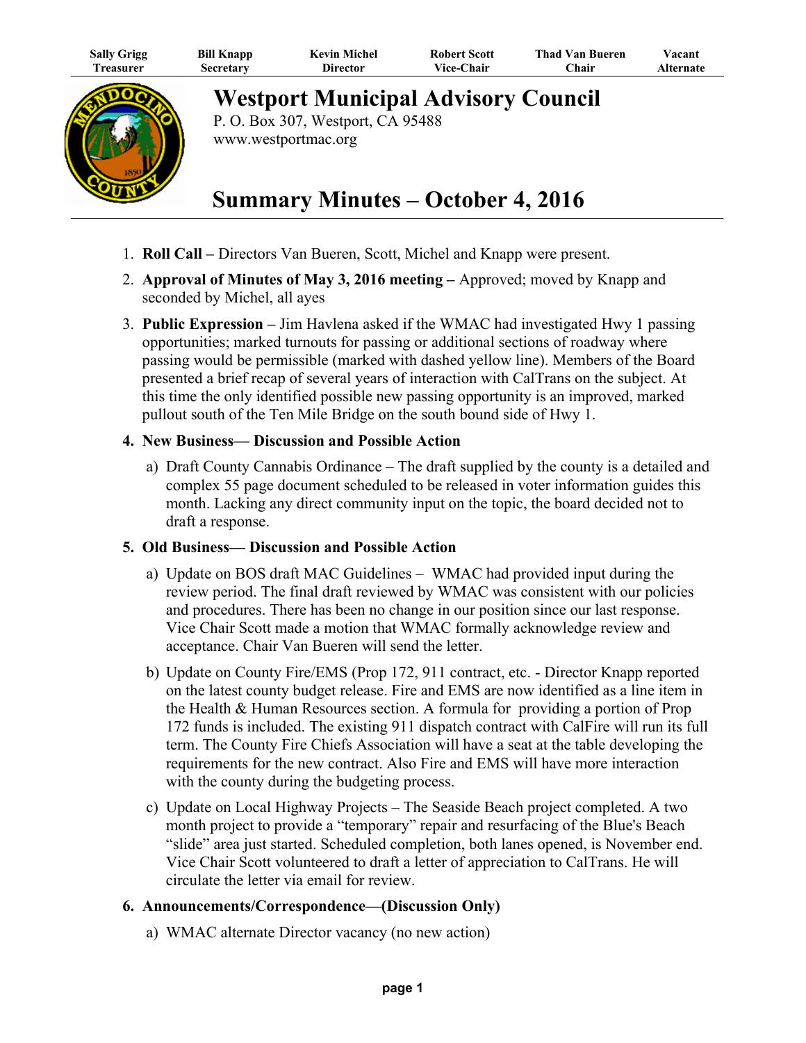| Sally Grigg | Bill Knapp | Kevin Michel | Robert Scott | Thad Van Bueren | Vacant |
|---|---|---|---|---|---|
| Treasurer | Secretary | Director | Vice-Chair | Chair | Alternate |

# Westport Municipal Advisory Council

P. O. Box 307, Westport, CA 95488
www.westportmac.org

# Summary Minutes – October 4, 2016

1. **Roll Call –** Directors Van Bueren, Scott, Michel and Knapp were present.
2. **Approval of Minutes of May 3, 2016 meeting –** Approved; moved by Knapp and seconded by Michel, all ayes
3. **Public Expression –** Jim Havlena asked if the WMAC had investigated Hwy 1 passing opportunities; marked turnouts for passing or additional sections of roadway where passing would be permissible (marked with dashed yellow line). Members of the Board presented a brief recap of several years of interaction with CalTrans on the subject. At this time the only identified possible new passing opportunity is an improved, marked pullout south of the Ten Mile Bridge on the south bound side of Hwy 1.
4. **New Business— Discussion and Possible Action**
   a) Draft County Cannabis Ordinance – The draft supplied by the county is a detailed and complex 55 page document scheduled to be released in voter information guides this month. Lacking any direct community input on the topic, the board decided not to draft a response.
5. **Old Business— Discussion and Possible Action**
   a) Update on BOS draft MAC Guidelines – WMAC had provided input during the review period. The final draft reviewed by WMAC was consistent with our policies and procedures. There has been no change in our position since our last response. Vice Chair Scott made a motion that WMAC formally acknowledge review and acceptance. Chair Van Bueren will send the letter.
   b) Update on County Fire/EMS (Prop 172, 911 contract, etc. - Director Knapp reported on the latest county budget release. Fire and EMS are now identified as a line item in the Health & Human Resources section. A formula for providing a portion of Prop 172 funds is included. The existing 911 dispatch contract with CalFire will run its full term. The County Fire Chiefs Association will have a seat at the table developing the requirements for the new contract. Also Fire and EMS will have more interaction with the county during the budgeting process.
   c) Update on Local Highway Projects – The Seaside Beach project completed. A two month project to provide a "temporary" repair and resurfacing of the Blue's Beach "slide" area just started. Scheduled completion, both lanes opened, is November end. Vice Chair Scott volunteered to draft a letter of appreciation to CalTrans. He will circulate the letter via email for review.
6. **Announcements/Correspondence—(Discussion Only)**
   a) WMAC alternate Director vacancy (no new action)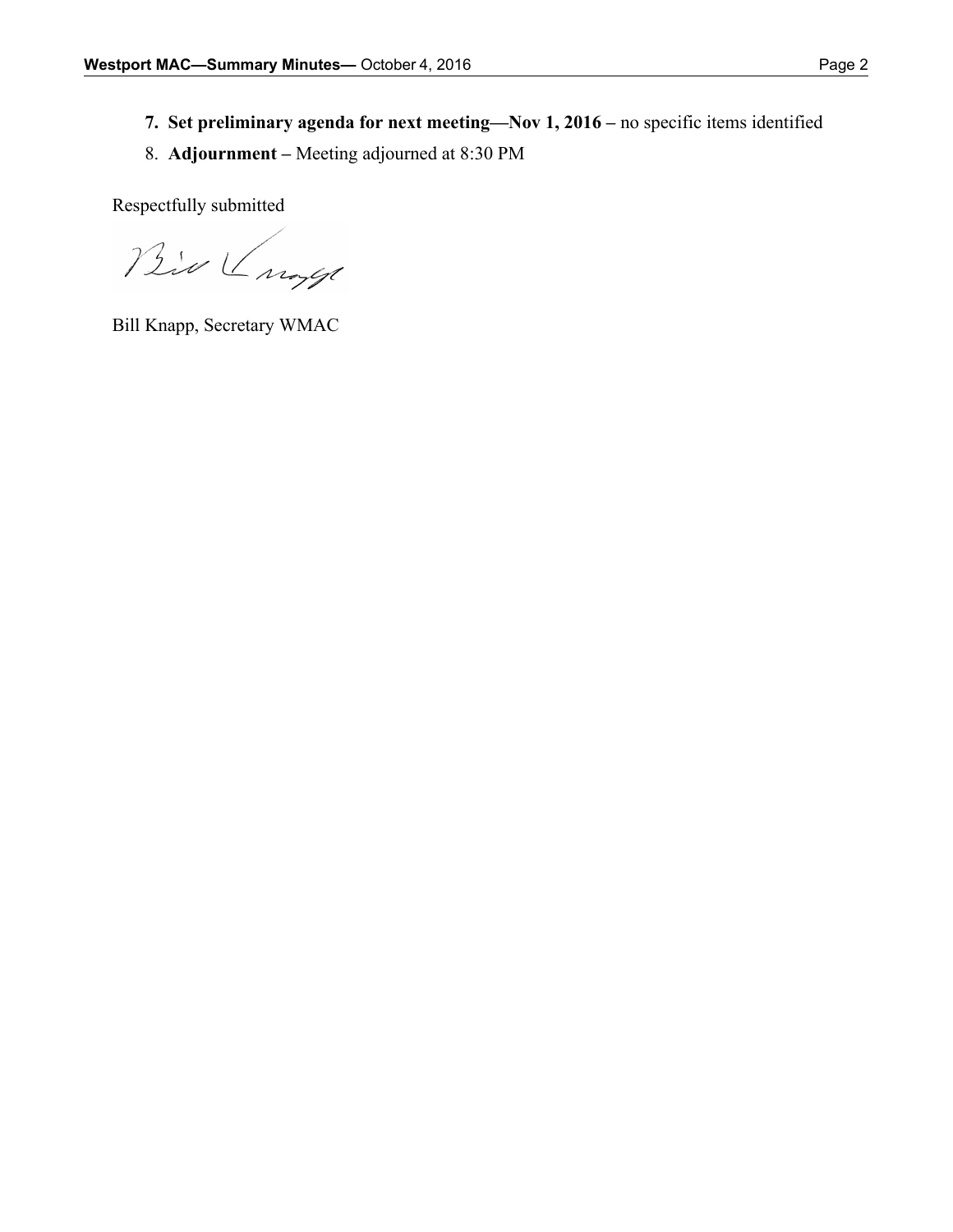7. **Set preliminary agenda for next meeting—Nov 1, 2016 –** no specific items identified
8. **Adjournment –** Meeting adjourned at 8:30 PM

Respectfully submitted

Bill Knapp, Secretary WMAC